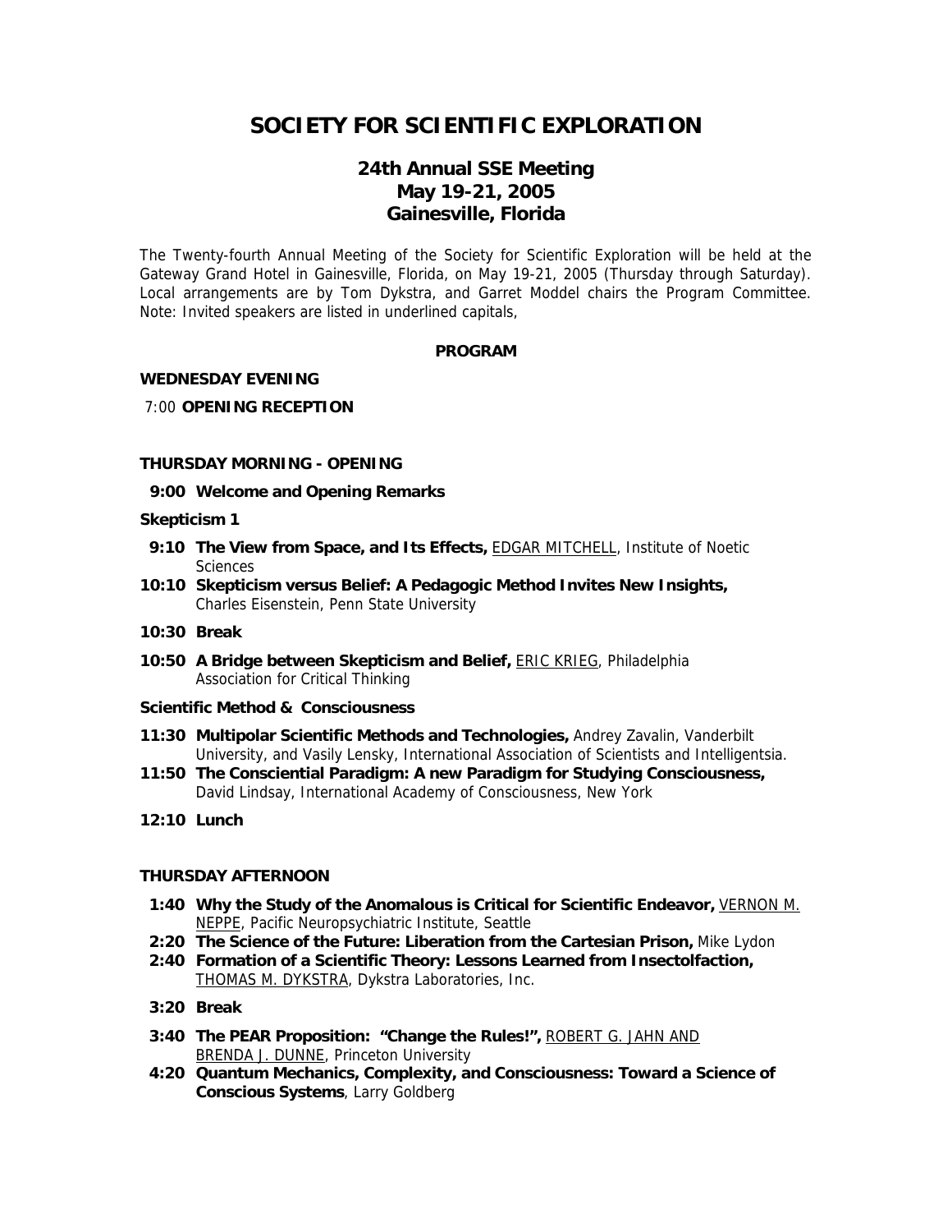# SOCIETY FOR SCIENTIFIC EXPLORATION

## 24th Annual SSE Meeting
## May 19-21, 2005
## Gainesville, Florida

The Twenty-fourth Annual Meeting of the Society for Scientific Exploration will be held at the Gateway Grand Hotel in Gainesville, Florida, on May 19-21, 2005 (Thursday through Saturday). Local arrangements are by Tom Dykstra, and Garret Moddel chairs the Program Committee. Note: Invited speakers are listed in underlined capitals,

**PROGRAM**

**WEDNESDAY EVENING**

7:00 **OPENING RECEPTION**

**THURSDAY MORNING - OPENING**

**9:00 Welcome and Opening Remarks**

**Skepticism 1**

**9:10 The View from Space, and Its Effects,** <u>EDGAR MITCHELL</u>, Institute of Noetic Sciences

**10:10 Skepticism versus Belief: A Pedagogic Method Invites New Insights,** Charles Eisenstein, Penn State University

**10:30 Break**

**10:50 A Bridge between Skepticism and Belief,** <u>ERIC KRIEG</u>, Philadelphia Association for Critical Thinking

**Scientific Method & Consciousness**

**11:30 Multipolar Scientific Methods and Technologies,** Andrey Zavalin, Vanderbilt University, and Vasily Lensky, International Association of Scientists and Intelligentsia.

**11:50 The Consciential Paradigm: A new Paradigm for Studying Consciousness,** David Lindsay, International Academy of Consciousness, New York

**12:10 Lunch**

**THURSDAY AFTERNOON**

**1:40 Why the Study of the Anomalous is Critical for Scientific Endeavor,** <u>VERNON M. NEPPE</u>, Pacific Neuropsychiatric Institute, Seattle

**2:20 The Science of the Future: Liberation from the Cartesian Prison,** Mike Lydon

**2:40 Formation of a Scientific Theory: Lessons Learned from Insectolfaction,** <u>THOMAS M. DYKSTRA</u>, Dykstra Laboratories, Inc.

**3:20 Break**

**3:40 The PEAR Proposition: "Change the Rules!",** <u>ROBERT G. JAHN AND BRENDA J. DUNNE</u>, Princeton University

**4:20 Quantum Mechanics, Complexity, and Consciousness: Toward a Science of Conscious Systems**, Larry Goldberg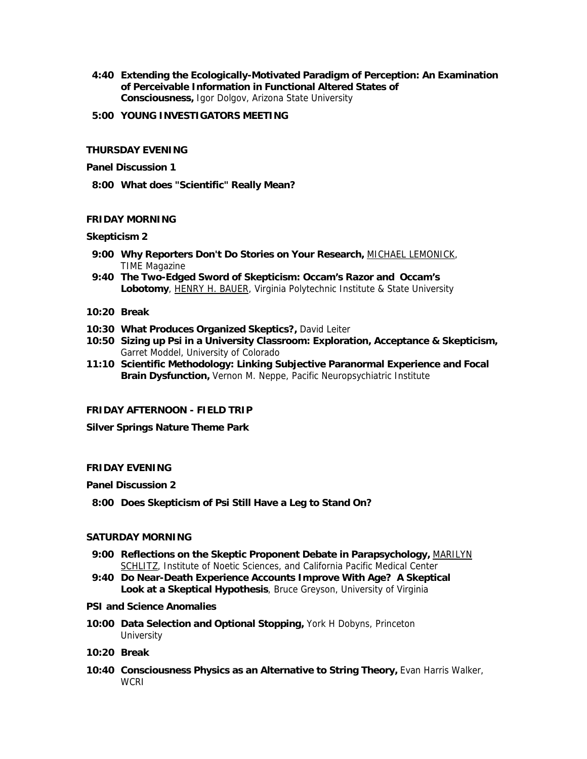**4:40** **Extending the Ecologically-Motivated Paradigm of Perception: An Examination of Perceivable Information in Functional Altered States of Consciousness,** Igor Dolgov, Arizona State University

**5:00** **YOUNG INVESTIGATORS MEETING**

**THURSDAY EVENING**

**Panel Discussion 1**

**8:00** **What does "Scientific" Really Mean?**

**FRIDAY MORNING**

**Skepticism 2**

**9:00** **Why Reporters Don't Do Stories on Your Research,** MICHAEL LEMONICK, TIME Magazine

**9:40** **The Two-Edged Sword of Skepticism: Occam's Razor and Occam's Lobotomy**, HENRY H. BAUER, Virginia Polytechnic Institute & State University

**10:20** **Break**

**10:30** **What Produces Organized Skeptics?,** David Leiter

**10:50** **Sizing up Psi in a University Classroom: Exploration, Acceptance & Skepticism,** Garret Moddel, University of Colorado

**11:10** **Scientific Methodology: Linking Subjective Paranormal Experience and Focal Brain Dysfunction,** Vernon M. Neppe, Pacific Neuropsychiatric Institute

**FRIDAY AFTERNOON - FIELD TRIP**

**Silver Springs Nature Theme Park**

**FRIDAY EVENING**

**Panel Discussion 2**

**8:00** **Does Skepticism of Psi Still Have a Leg to Stand On?**

**SATURDAY MORNING**

**9:00** **Reflections on the Skeptic Proponent Debate in Parapsychology,** MARILYN SCHLITZ, Institute of Noetic Sciences, and California Pacific Medical Center

**9:40** **Do Near-Death Experience Accounts Improve With Age? A Skeptical Look at a Skeptical Hypothesis**, Bruce Greyson, University of Virginia

**PSI and Science Anomalies**

**10:00** **Data Selection and Optional Stopping,** York H Dobyns, Princeton University

**10:20** **Break**

**10:40** **Consciousness Physics as an Alternative to String Theory,** Evan Harris Walker, WCRI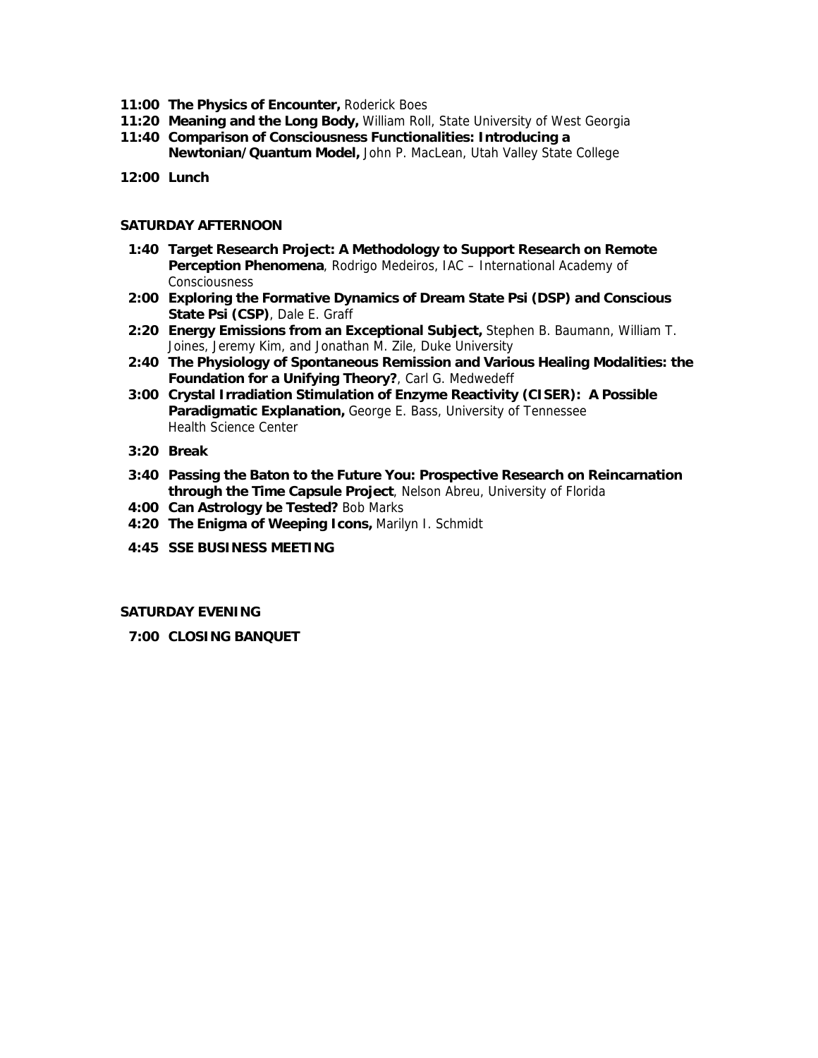**11:00 The Physics of Encounter,** Roderick Boes

**11:20 Meaning and the Long Body,** William Roll, State University of West Georgia

**11:40 Comparison of Consciousness Functionalities: Introducing a Newtonian/Quantum Model,** John P. MacLean, Utah Valley State College

**12:00 Lunch**

### SATURDAY AFTERNOON

**1:40 Target Research Project: A Methodology to Support Research on Remote Perception Phenomena**, Rodrigo Medeiros, IAC – International Academy of Consciousness

**2:00 Exploring the Formative Dynamics of Dream State Psi (DSP) and Conscious State Psi (CSP)**, Dale E. Graff

**2:20 Energy Emissions from an Exceptional Subject,** Stephen B. Baumann, William T. Joines, Jeremy Kim, and Jonathan M. Zile, Duke University

**2:40 The Physiology of Spontaneous Remission and Various Healing Modalities: the Foundation for a Unifying Theory?**, Carl G. Medwedeff

**3:00 Crystal Irradiation Stimulation of Enzyme Reactivity (CISER): A Possible Paradigmatic Explanation,** George E. Bass, University of Tennessee Health Science Center

**3:20 Break**

**3:40 Passing the Baton to the Future You: Prospective Research on Reincarnation through the Time Capsule Project**, Nelson Abreu, University of Florida

**4:00 Can Astrology be Tested?** Bob Marks

**4:20 The Enigma of Weeping Icons,** Marilyn I. Schmidt

**4:45 SSE BUSINESS MEETING**

### SATURDAY EVENING

**7:00 CLOSING BANQUET**